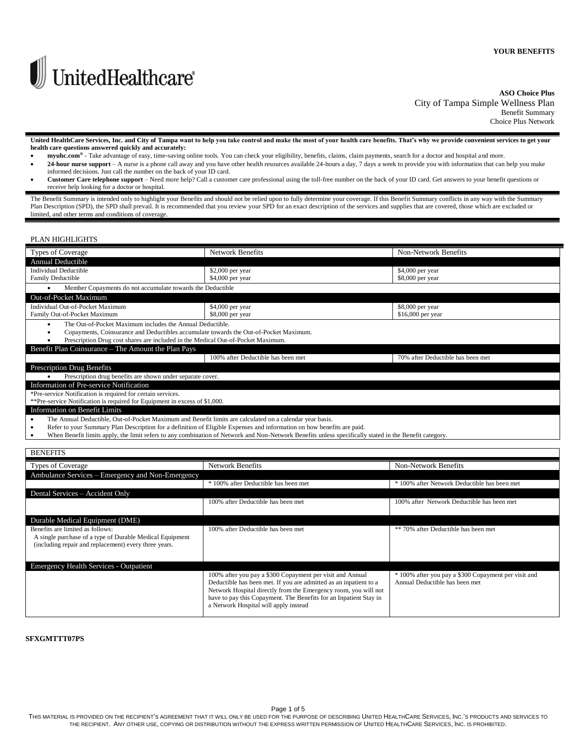**YOUR BENEFITS**

UnitedHealthcare®

**ASO Choice Plus**

City of Tampa Simple Wellness Plan

Benefit Summary

Choice Plus Network

**United HealthCare Services, Inc. and City of Tampa want to help you take control and make the most of your health care benefits. That's why we provide convenient services to get your health care questions answered quickly and accurately:**

- **myuhc.com®** - Take advantage of easy, time-saving online tools. You can check your eligibility, benefits, claims, claim payments, search for a doctor and hospital and more.
- **24-hour nurse support** – A nurse is a phone call away and you have other health resources available 24-hours a day, 7 days a week to provide you with information that can help you make informed decisions. Just call the number on the back of your ID card.
- **Customer Care telephone support** – Need more help? Call a customer care professional using the toll-free number on the back of your ID card. Get answers to your benefit questions or receive help looking for a doctor or hospital.

The Benefit Summary is intended only to highlight your Benefits and should not be relied upon to fully determine your coverage. If this Benefit Summary conflicts in any way with the Summary Plan Description (SPD), the SPD shall prevail. It is recommended that you review your SPD for an exact description of the services and supplies that are covered, those which are excluded or limited, and other terms and conditions of coverage.

## PLAN HIGHLIGHTS

| Types of Coverage | Network Benefits | Non-Network Benefits |
|---|---|---|
| **Annual Deductible** | | |
| Individual Deductible<br>Family Deductible | $2,000 per year<br>$4,000 per year | $4,000 per year<br>$8,000 per year |
| • Member Copayments do not accumulate towards the Deductible | | |
| **Out-of-Pocket Maximum** | | |
| Individual Out-of-Pocket Maximum<br>Family Out-of-Pocket Maximum | $4,000 per year<br>$8,000 per year | $8,000 per year<br>$16,000 per year |
| • The Out-of-Pocket Maximum includes the Annual Deductible.<br>• Copayments, Coinsurance and Deductibles accumulate towards the Out-of-Pocket Maximum.<br>• Prescription Drug cost shares are included in the Medical Out-of-Pocket Maximum. | | |
| **Benefit Plan Coinsurance – The Amount the Plan Pays** | | |
| | 100% after Deductible has been met | 70% after Deductible has been met |
| **Prescription Drug Benefits** | | |
| • Prescription drug benefits are shown under separate cover. | | |
| **Information of Pre-service Notification** | | |
| *Pre-service Notification is required for certain services.<br>**Pre-service Notification is required for Equipment in excess of $1,000. | | |
| **Information on Benefit Limits** | | |
| • The Annual Deductible, Out-of-Pocket Maximum and Benefit limits are calculated on a calendar year basis.<br>• Refer to your Summary Plan Description for a definition of Eligible Expenses and information on how benefits are paid.<br>• When Benefit limits apply, the limit refers to any combination of Network and Non-Network Benefits unless specifically stated in the Benefit category. | | |

## BENEFITS

| Types of Coverage | Network Benefits | Non-Network Benefits |
|---|---|---|
| **Ambulance Services – Emergency and Non-Emergency** | | |
| | * 100% after Deductible has been met | * 100% after Network Deductible has been met |
| **Dental Services – Accident Only** | | |
| | 100% after Deductible has been met | 100% after Network Deductible has been met |
| **Durable Medical Equipment (DME)** | | |
| Benefits are limited as follows:<br>A single purchase of a type of Durable Medical Equipment (including repair and replacement) every three years. | 100% after Deductible has been met | ** 70% after Deductible has been met |
| **Emergency Health Services - Outpatient** | | |
| | 100% after you pay a $300 Copayment per visit and Annual Deductible has been met. If you are admitted as an inpatient to a Network Hospital directly from the Emergency room, you will not have to pay this Copayment. The Benefits for an Inpatient Stay in a Network Hospital will apply instead | * 100% after you pay a $300 Copayment per visit and Annual Deductible has been met |

**SFXGMTTT07PS**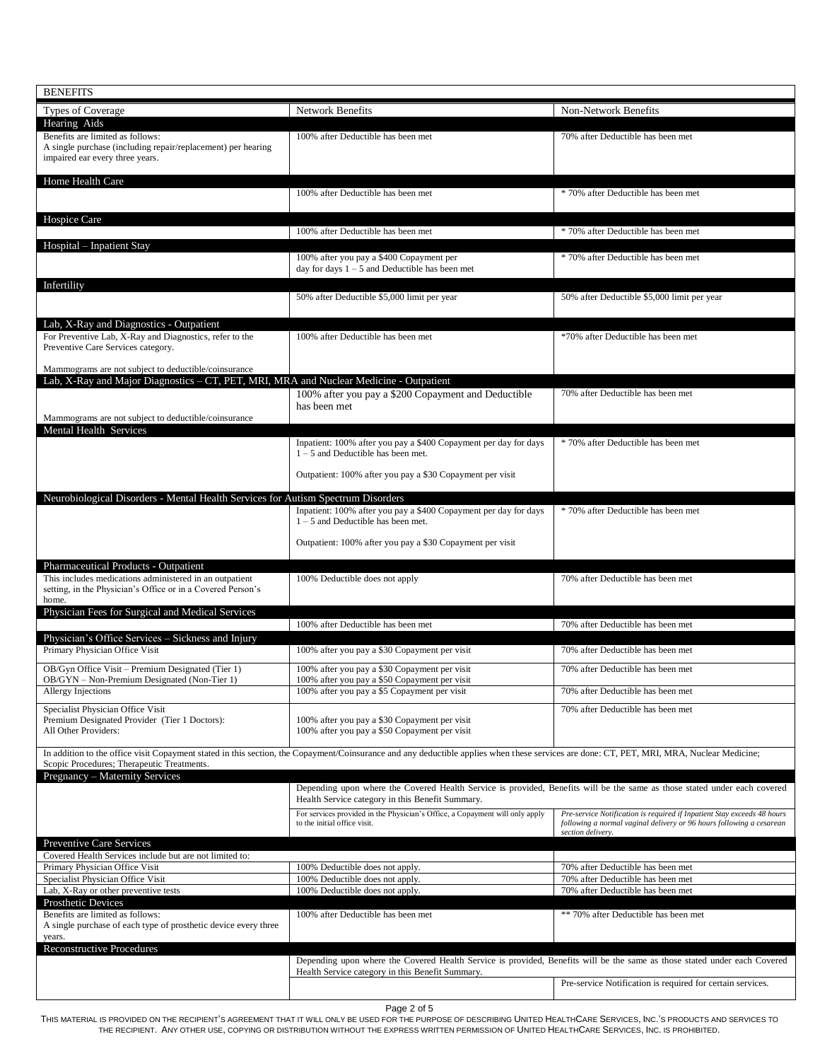| BENEFITS | | |
|---|---|---|
| Types of Coverage | Network Benefits | Non-Network Benefits |
| **Hearing Aids** | | |
| Benefits are limited as follows: A single purchase (including repair/replacement) per hearing impaired ear every three years. | 100% after Deductible has been met | 70% after Deductible has been met |
| **Home Health Care** | | |
| | 100% after Deductible has been met | * 70% after Deductible has been met |
| **Hospice Care** | | |
| | 100% after Deductible has been met | * 70% after Deductible has been met |
| **Hospital – Inpatient Stay** | | |
| | 100% after you pay a $400 Copayment per day for days 1 – 5 and Deductible has been met | * 70% after Deductible has been met |
| **Infertility** | | |
| | 50% after Deductible $5,000 limit per year | 50% after Deductible $5,000 limit per year |
| **Lab, X-Ray and Diagnostics - Outpatient** | | |
| For Preventive Lab, X-Ray and Diagnostics, refer to the Preventive Care Services category.<br><br>Mammograms are not subject to deductible/coinsurance | 100% after Deductible has been met | *70% after Deductible has been met |
| **Lab, X-Ray and Major Diagnostics – CT, PET, MRI, MRA and Nuclear Medicine - Outpatient** | | |
| Mammograms are not subject to deductible/coinsurance | 100% after you pay a $200 Copayment and Deductible has been met | 70% after Deductible has been met |
| **Mental Health Services** | | |
| | Inpatient: 100% after you pay a $400 Copayment per day for days 1 – 5 and Deductible has been met.<br><br>Outpatient: 100% after you pay a $30 Copayment per visit | * 70% after Deductible has been met |
| **Neurobiological Disorders - Mental Health Services for Autism Spectrum Disorders** | | |
| | Inpatient: 100% after you pay a $400 Copayment per day for days 1 – 5 and Deductible has been met.<br><br>Outpatient: 100% after you pay a $30 Copayment per visit | * 70% after Deductible has been met |
| **Pharmaceutical Products - Outpatient** | | |
| This includes medications administered in an outpatient setting, in the Physician's Office or in a Covered Person's home. | 100% Deductible does not apply | 70% after Deductible has been met |
| **Physician Fees for Surgical and Medical Services** | | |
| | 100% after Deductible has been met | 70% after Deductible has been met |
| **Physician's Office Services – Sickness and Injury** | | |
| Primary Physician Office Visit | 100% after you pay a $30 Copayment per visit | 70% after Deductible has been met |
| OB/Gyn Office Visit – Premium Designated (Tier 1)<br>OB/GYN – Non-Premium Designated (Non-Tier 1) | 100% after you pay a $30 Copayment per visit<br>100% after you pay a $50 Copayment per visit | 70% after Deductible has been met |
| Allergy Injections | 100% after you pay a $5 Copayment per visit | 70% after Deductible has been met |
| Specialist Physician Office Visit<br>Premium Designated Provider (Tier 1 Doctors):<br>All Other Providers: | <br>100% after you pay a $30 Copayment per visit<br>100% after you pay a $50 Copayment per visit | 70% after Deductible has been met |
| In addition to the office visit Copayment stated in this section, the Copayment/Coinsurance and any deductible applies when these services are done: CT, PET, MRI, MRA, Nuclear Medicine; Scopic Procedures; Therapeutic Treatments. | | |
| **Pregnancy – Maternity Services** | | |
| | Depending upon where the Covered Health Service is provided, Benefits will be the same as those stated under each Covered Health Service category in this Benefit Summary. | |
| | For services provided in the Physician's Office, a Copayment will only apply to the initial office visit. | *Pre-service Notification is required if Inpatient Stay exceeds 48 hours following a normal vaginal delivery or 96 hours following a cesarean section delivery.* |
| **Preventive Care Services** | | |
| Covered Health Services include but are not limited to: | | |
| Primary Physician Office Visit | 100% Deductible does not apply. | 70% after Deductible has been met |
| Specialist Physician Office Visit | 100% Deductible does not apply. | 70% after Deductible has been met |
| Lab, X-Ray or other preventive tests | 100% Deductible does not apply. | 70% after Deductible has been met |
| **Prosthetic Devices** | | |
| Benefits are limited as follows: A single purchase of each type of prosthetic device every three years. | 100% after Deductible has been met | ** 70% after Deductible has been met |
| **Reconstructive Procedures** | | |
| | Depending upon where the Covered Health Service is provided, Benefits will be the same as those stated under each Covered Health Service category in this Benefit Summary. | |
| | | Pre-service Notification is required for certain services. |

THIS MATERIAL IS PROVIDED ON THE RECIPIENT'S AGREEMENT THAT IT WILL ONLY BE USED FOR THE PURPOSE OF DESCRIBING UNITED HEALTHCARE SERVICES, INC.'S PRODUCTS AND SERVICES TO THE RECIPIENT. ANY OTHER USE, COPYING OR DISTRIBUTION WITHOUT THE EXPRESS WRITTEN PERMISSION OF UNITED HEALTHCARE SERVICES, INC. IS PROHIBITED.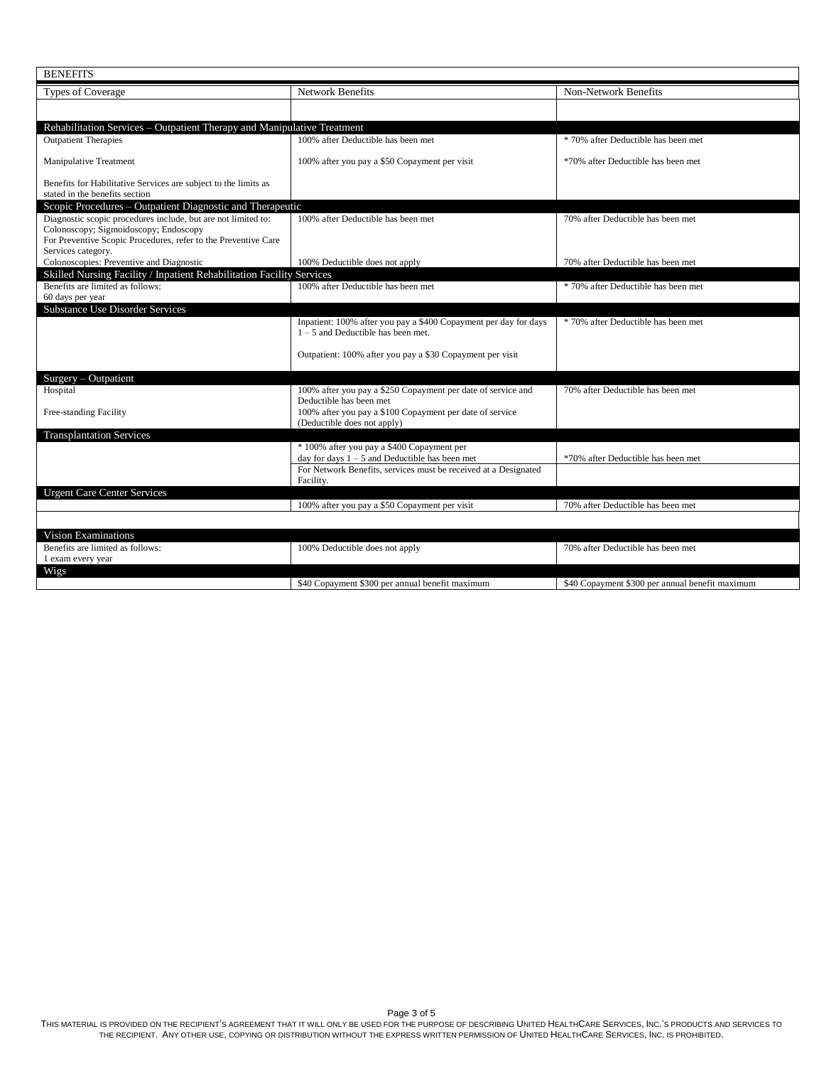| BENEFITS | | |
|---|---|---|
| Types of Coverage | Network Benefits | Non-Network Benefits |
| | | |
| **Rehabilitation Services – Outpatient Therapy and Manipulative Treatment** | | |
| Outpatient Therapies | 100% after Deductible has been met | * 70% after Deductible has been met |
| Manipulative Treatment | 100% after you pay a $50 Copayment per visit | *70% after Deductible has been met |
| Benefits for Habilitative Services are subject to the limits as stated in the benefits section | | |
| **Scopic Procedures – Outpatient Diagnostic and Therapeutic** | | |
| Diagnostic scopic procedures include, but are not limited to: Colonoscopy; Sigmoidoscopy; Endoscopy For Preventive Scopic Procedures, refer to the Preventive Care Services category. | 100% after Deductible has been met | 70% after Deductible has been met |
| Colonoscopies: Preventive and Diagnostic | 100% Deductible does not apply | 70% after Deductible has been met |
| **Skilled Nursing Facility / Inpatient Rehabilitation Facility Services** | | |
| Benefits are limited as follows: 60 days per year | 100% after Deductible has been met | * 70% after Deductible has been met |
| **Substance Use Disorder Services** | | |
| | Inpatient: 100% after you pay a $400 Copayment per day for days 1 – 5 and Deductible has been met.<br><br>Outpatient: 100% after you pay a $30 Copayment per visit | * 70% after Deductible has been met |
| **Surgery – Outpatient** | | |
| Hospital | 100% after you pay a $250 Copayment per date of service and Deductible has been met | 70% after Deductible has been met |
| Free-standing Facility | 100% after you pay a $100 Copayment per date of service (Deductible does not apply) | |
| **Transplantation Services** | | |
| | * 100% after you pay a $400 Copayment per day for days 1 – 5 and Deductible has been met | *70% after Deductible has been met |
| | For Network Benefits, services must be received at a Designated Facility. | |
| **Urgent Care Center Services** | | |
| | 100% after you pay a $50 Copayment per visit | 70% after Deductible has been met |
| | | |
| **Vision Examinations** | | |
| Benefits are limited as follows: 1 exam every year | 100% Deductible does not apply | 70% after Deductible has been met |
| **Wigs** | | |
| | $40 Copayment $300 per annual benefit maximum | $40 Copayment $300 per annual benefit maximum |

THIS MATERIAL IS PROVIDED ON THE RECIPIENT'S AGREEMENT THAT IT WILL ONLY BE USED FOR THE PURPOSE OF DESCRIBING UNITED HEALTHCARE SERVICES, INC.'S PRODUCTS AND SERVICES TO THE RECIPIENT. ANY OTHER USE, COPYING OR DISTRIBUTION WITHOUT THE EXPRESS WRITTEN PERMISSION OF UNITED HEALTHCARE SERVICES, INC. IS PROHIBITED.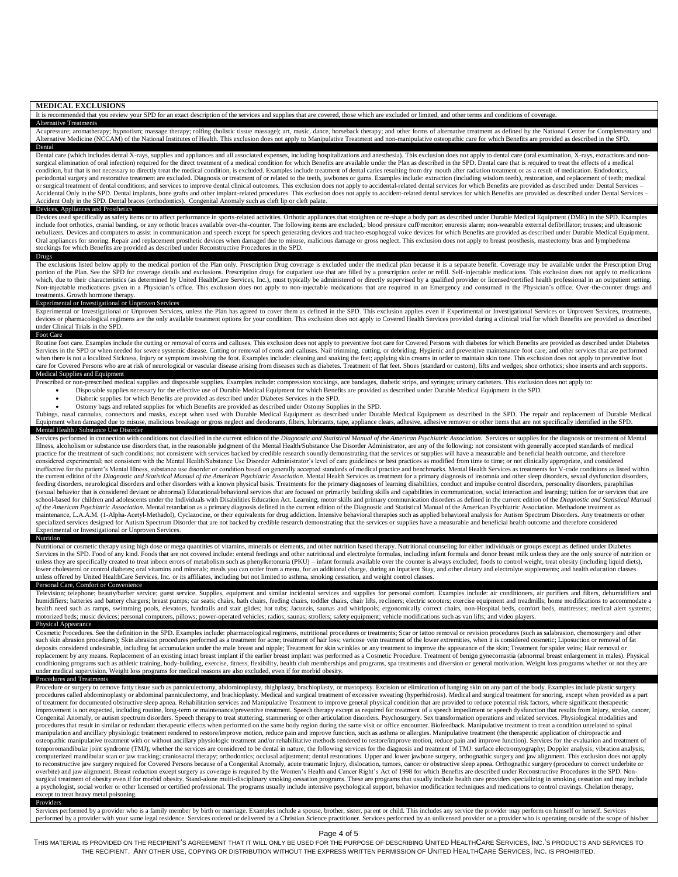## MEDICAL EXCLUSIONS

It is recommended that you review your SPD for an exact description of the services and supplies that are covered, those which are excluded or limited, and other terms and conditions of coverage.

### Alternative Treatments

Acupressure; aromatherapy; hypnotism; massage therapy; rolfing (holistic tissue massage); art, music, dance, horseback therapy; and other forms of alternative treatment as defined by the National Center for Complementary and Alternative Medicine (NCCAM) of the National Institutes of Health. This exclusion does not apply to Manipulative Treatment and non-manipulative osteopathic care for which Benefits are provided as described in the SPD.

### Dental

Dental care (which includes dental X-rays, supplies and appliances and all associated expenses, including hospitalizations and anesthesia). This exclusion does not apply to dental care (oral examination, X-rays, extractions and non-surgical elimination of oral infection) required for the direct treatment of a medical condition for which Benefits are available under the Plan as described in the SPD. Dental care that is required to treat the effects of a medical condition, but that is not necessary to directly treat the medical condition, is excluded. Examples include treatment of dental caries resulting from dry mouth after radiation treatment or as a result of medication. Endodontics, periodontal surgery and restorative treatment are excluded. Diagnosis or treatment of or related to the teeth, jawbones or gums. Examples include: extraction (including wisdom teeth), restoration, and replacement of teeth; medical or surgical treatment of dental conditions; and services to improve dental clinical outcomes. This exclusion does not apply to accidental-related dental services for which Benefits are provided as described under Dental Services – Accidental Only in the SPD. Dental implants, bone grafts and other implant-related procedures. This exclusion does not apply to accident-related dental services for which Benefits are provided as described under Dental Services – Accident Only in the SPD. Dental braces (orthodontics). Congenital Anomaly such as cleft lip or cleft palate.

### Devices, Appliances and Prosthetics

Devices used specifically as safety items or to affect performance in sports-related activities. Orthotic appliances that straighten or re-shape a body part as described under Durable Medical Equipment (DME) in the SPD. Examples include foot orthotics, cranial banding, or any orthotic braces available over-the-counter. The following items are excluded,: blood pressure cuff/monitor; enuresis alarm; non-wearable external defibrillator; trusses; and ultrasonic nebulizers. Devices and computers to assist in communication and speech except for speech generating devices and tracheo-esophogeal voice devices for which Benefits are provided as described under Durable Medical Equipment. Oral appliances for snoring. Repair and replacement prosthetic devices when damaged due to misuse, malicious damage or gross neglect. This exclusion does not apply to breast prosthesis, mastectomy bras and lymphedema stockings for which Benefits are provided as described under Reconstructive Procedures in the SPD.

### Drugs

The exclusions listed below apply to the medical portion of the Plan only. Prescription Drug coverage is excluded under the medical plan because it is a separate benefit. Coverage may be available under the Prescription Drug portion of the Plan. See the SPD for coverage details and exclusions. Prescription drugs for outpatient use that are filled by a prescription order or refill. Self-injectable medications. This exclusion does not apply to medications which, due to their characteristics (as determined by United HealthCare Services, Inc.), must typically be administered or directly supervised by a qualified provider or licensed/certified health professional in an outpatient setting. Non-injectable medications given in a Physician's office. This exclusion does not apply to non-injectable medications that are required in an Emergency and consumed in the Physician's office. Over-the-counter drugs and treatments. Growth hormone therapy.

### Experimental or Investigational or Unproven Services

Experimental or Investigational or Unproven Services, unless the Plan has agreed to cover them as defined in the SPD. This exclusion applies even if Experimental or Investigational Services or Unproven Services, treatments, devices or pharmacological regimens are the only available treatment options for your condition. This exclusion does not apply to Covered Health Services provided during a clinical trial for which Benefits are provided as described under Clinical Trials in the SPD.

### Foot Care

Routine foot care. Examples include the cutting or removal of corns and calluses. This exclusion does not apply to preventive foot care for Covered Persons with diabetes for which Benefits are provided as described under Diabetes Services in the SPD or when needed for severe systemic disease. Cutting or removal of corns and calluses. Nail trimming, cutting, or debriding. Hygienic and preventive maintenance foot care; and other services that are performed when there is not a localized Sickness, Injury or symptom involving the foot. Examples include: cleaning and soaking the feet; applying skin creams in order to maintain skin tone. This exclusion does not apply to preventive foot care for Covered Persons who are at risk of neurological or vascular disease arising from diseases such as diabetes. Treatment of flat feet. Shoes (standard or custom), lifts and wedges; shoe orthotics; shoe inserts and arch supports.

### Medical Supplies and Equipment

Prescribed or non-prescribed medical supplies and disposable supplies. Examples include: compression stockings, ace bandages, diabetic strips, and syringes; urinary catheters. This exclusion does not apply to:

- Disposable supplies necessary for the effective use of Durable Medical Equipment for which Benefits are provided as described under Durable Medical Equipment in the SPD.
- Diabetic supplies for which Benefits are provided as described under Diabetes Services in the SPD.
- Ostomy bags and related supplies for which Benefits are provided as described under Ostomy Supplies in the SPD.

Tubings, nasal cannulas, connectors and masks, except when used with Durable Medical Equipment as described under Durable Medical Equipment as described in the SPD. The repair and replacement of Durable Medical Equipment when damaged due to misuse, malicious breakage or gross neglect and deodorants, filters, lubricants, tape, appliance clears, adhesive, adhesive remover or other items that are not specifically identified in the SPD.

### Mental Health / Substance Use Disorder

Services performed in connection with conditions not classified in the current edition of the *Diagnostic and Statistical Manual of the American Psychiatric Association*. Services or supplies for the diagnosis or treatment of Mental Illness, alcoholism or substance use disorders that, in the reasonable judgment of the Mental Health/Substance Use Disorder Administrator, are any of the following: not consistent with generally accepted standards of medical practice for the treatment of such conditions; not consistent with services backed by credible research soundly demonstrating that the services or supplies will have a measurable and beneficial health outcome, and therefore considered experimental; not consistent with the Mental Health/Substance Use Disorder Administrator's level of care guidelines or best practices as modified from time to time; or not clinically appropriate, and considered ineffective for the patient's Mental Illness, substance use disorder or condition based on generally accepted standards of medical practice and benchmarks. Mental Health Services as treatments for V-code conditions as listed within the current edition of the *Diagnostic and Statistical Manual of the American Psychiatric Association*. Mental Health Services as treatment for a primary diagnosis of insomnia and other sleep disorders, sexual dysfunction disorders, feeding disorders, neurological disorders and other disorders with a known physical basis. Treatments for the primary diagnoses of learning disabilities, conduct and impulse control disorders, personality disorders, paraphilias (sexual behavior that is considered deviant or abnormal) Educational/behavioral services that are focused on primarily building skills and capabilities in communication, social interaction and learning; tuition for or services that are school-based for children and adolescents under the Individuals with Disabilities Education Act. Learning, motor skills and primary communication disorders as defined in the current edition of the *Diagnostic and Statistical Manual of the American Psychiatric Association*. Mental retardation as a primary diagnosis defined in the current edition of the Diagnostic and Statistical Manual of the American Psychiatric Association. Methadone treatment as maintenance, L.A.A.M. (1-Alpha-Acetyl-Methadol), Cyclazocine, or their equivalents for drug addiction. Intensive behavioral therapies such as applied behavioral analysis for Autism Spectrum Disorders. Any treatments or other specialized services designed for Autism Spectrum Disorder that are not backed by credible research demonstrating that the services or supplies have a measurable and beneficial health outcome and therefore considered Experimental or Investigational or Unproven Services.

### Nutrition

Nutritional or cosmetic therapy using high dose or mega quantities of vitamins, minerals or elements, and other nutrition based therapy. Nutritional counseling for either individuals or groups except as defined under Diabetes Services in the SPD. Food of any kind. Foods that are not covered include: enteral feedings and other nutritional and electrolyte formulas, including infant formula and donor breast milk unless they are the only source of nutrition or unless they are specifically created to treat inborn errors of metabolism such as phenylketonuria (PKU) – infant formula available over the counter is always excluded; foods to control weight, treat obesity (including liquid diets), lower cholesterol or control diabetes; oral vitamins and minerals; meals you can order from a menu, for an additional charge, during an Inpatient Stay, and other dietary and electrolyte supplements; and health education classes unless offered by United HealthCare Services, Inc. or its affiliates, including but not limited to asthma, smoking cessation, and weight control classes.

### Personal Care, Comfort or Convenience

Television; telephone; beauty/barber service; guest service. Supplies, equipment and similar incidental services and supplies for personal comfort. Examples include: air conditioners, air purifiers and filters, dehumidifiers and humidifiers; batteries and battery chargers; breast pumps; car seats; chairs, bath chairs, feeding chairs, toddler chairs, chair lifts, recliners; electric scooters; exercise equipment and treadmills; home modifications to accommodate a health need such as ramps, swimming pools, elevators, handrails and stair glides; hot tubs; Jacuzzis, saunas and whirlpools; ergonomically correct chairs, non-Hospital beds, comfort beds, mattresses; medical alert systems; motorized beds; music devices; personal computers, pillows; power-operated vehicles; radios; saunas; strollers; safety equipment; vehicle modifications such as van lifts; and video players.

### Physical Appearance

Cosmetic Procedures. See the definition in the SPD. Examples include: pharmacological regimens, nutritional procedures or treatments; Scar or tattoo removal or revision procedures (such as salabrasion, chemosurgery and other such skin abrasion procedures); Skin abrasion procedures performed as a treatment for acne; treatment of hair loss; varicose vein treatment of the lower extremities, when it is considered cosmetic; Liposuction or removal of fat deposits considered undesirable, including fat accumulation under the male breast and nipple; Treatment for skin wrinkles or any treatment to improve the appearance of the skin; Treatment for spider veins; Hair removal or replacement by any means. Replacement of an existing intact breast implant if the earlier breast implant was performed as a Cosmetic Procedure. Treatment of benign gynecomastia (abnormal breast enlargement in males). Physical conditioning programs such as athletic training, body-building, exercise, fitness, flexibility, health club memberships and programs, spa treatments and diversion or general motivation. Weight loss programs whether or not they are under medical supervision. Weight loss programs for medical reasons are also excluded, even if for morbid obesity.

### Procedures and Treatments

Procedure or surgery to remove fatty tissue such as panniculectomy, abdominoplasty, thighplasty, brachioplasty, or mastopexy. Excision or elimination of hanging skin on any part of the body. Examples include plastic surgery procedures called abdominoplasty or abdominal panniculectomy, and brachioplasty. Medical and surgical treatment of excessive sweating (hyperhidrosis). Medical and surgical treatment for snoring, except when provided as a part of treatment for documented obstructive sleep apnea. Rehabilitation services and Manipulative Treatment to improve general physical condition that are provided to reduce potential risk factors, where significant therapeutic improvement is not expected, including routine, long-term or maintenance/preventive treatment. Speech therapy except as required for treatment of a speech impediment or speech dysfunction that results from Injury, stroke, cancer, Congenital Anomaly, or autism spectrum disorders. Speech therapy to treat stuttering, stammering or other articulation disorders. Psychosurgery. Sex transformation operations and related services. Physiological modalities and procedures that result in similar or redundant therapeutic effects when performed on the same body region during the same visit or office encounter. Biofeedback. Manipulative treatment to treat a condition unrelated to spinal manipulation and ancillary physiologic treatment rendered to restore/improve motion, reduce pain and improve function, such as asthma or allergies. Manipulative treatment (the therapeutic application of chiropractic and osteopathic manipulative treatment with or without ancillary physiologic treatment and/or rehabilitative methods rendered to restore/improve motion, reduce pain and improve function). Services for the evaluation and treatment of temporomandibular joint syndrome (TMJ), whether the services are considered to be dental in nature, the following services for the diagnosis and treatment of TMJ: surface electromyography; Doppler analysis; vibration analysis; computerized mandibular scan or jaw tracking; craniosacral therapy; orthodontics; occlusal adjustment; dental restorations. Upper and lower jawbone surgery, orthognathic surgery and jaw alignment. This exclusion does not apply to reconstructive jaw surgery required for Covered Persons because of a Congenital Anomaly, acute traumatic Injury, dislocation, tumors, cancer or obstructive sleep apnea. Orthognathic surgery (procedure to correct underbite or overbite) and jaw alignment. Breast reduction except surgery as coverage is required by the Women's Health and Cancer Right's Act of 1998 for which Benefits are described under Reconstructive Procedures in the SPD. Non-surgical treatment of obesity even if for morbid obesity. Stand-alone multi-disciplinary smoking cessation programs. These are programs that usually include health care providers specializing in smoking cessation and may include a psychologist, social worker or other licensed or certified professional. The programs usually include intensive psychological support, behavior modification techniques and medications to control cravings. Chelation therapy, except to treat heavy metal poisoning.

### Providers

Services performed by a provider who is a family member by birth or marriage. Examples include a spouse, brother, sister, parent or child. This includes any service the provider may perform on himself or herself. Services performed by a provider with your same legal residence. Services ordered or delivered by a Christian Science practitioner. Services performed by an unlicensed provider or a provider who is operating outside of the scope of his/her

THIS MATERIAL IS PROVIDED ON THE RECIPIENT'S AGREEMENT THAT IT WILL ONLY BE USED FOR THE PURPOSE OF DESCRIBING UNITED HEALTHCARE SERVICES, INC.'S PRODUCTS AND SERVICES TO THE RECIPIENT. ANY OTHER USE, COPYING OR DISTRIBUTION WITHOUT THE EXPRESS WRITTEN PERMISSION OF UNITED HEALTHCARE SERVICES, INC. IS PROHIBITED.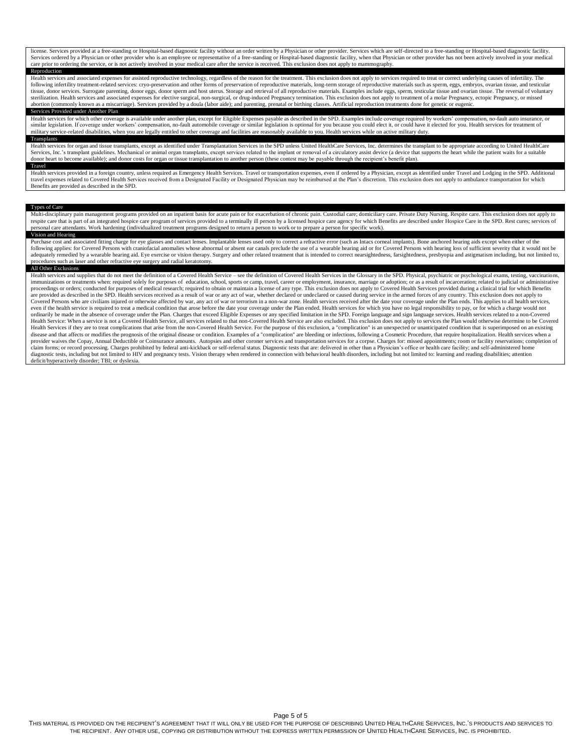license. Services provided at a free-standing or Hospital-based diagnostic facility without an order written by a Physician or other provider. Services which are self-directed to a free-standing or Hospital-based diagnostic facility. Services ordered by a Physician or other provider who is an employee or representative of a free-standing or Hospital-based diagnostic facility, when that Physician or other provider has not been actively involved in your medical care prior to ordering the service, or is not actively involved in your medical care after the service is received. This exclusion does not apply to mammography.

### Reproduction

Health services and associated expenses for assisted reproductive technology, regardless of the reason for the treatment. This exclusion does not apply to services required to treat or correct underlying causes of infertility. The following infertility treatment-related services: cryo-preservation and other forms of preservation of reproductive materials, long-term storage of reproductive materials such as sperm, eggs, embryos, ovarian tissue, and testicular tissue, donor services. Surrogate parenting, donor eggs, donor sperm and host uterus. Storage and retrieval of all reproductive materials. Examples include eggs, sperm, testicular tissue and ovarian tissue. The reversal of voluntary sterilization. Health services and associated expenses for elective surgical, non-surgical, or drug-induced Pregnancy termination. This exclusion does not apply to treatment of a molar Pregnancy, ectopic Pregnancy, or missed abortion (commonly known as a miscarriage). Services provided by a doula (labor aide); and parenting, prenatal or birthing classes. Artificial reproduction treatments done for genetic or eugenic.

### Services Provided under Another Plan

Health services for which other coverage is available under another plan, except for Eligible Expenses payable as described in the SPD. Examples include coverage required by workers' compensation, no-fault auto insurance, or similar legislation. If coverage under workers' compensation, no-fault automobile coverage or similar legislation is optional for you because you could elect it, or could have it elected for you. Health services for treatment of military service-related disabilities, when you are legally entitled to other coverage and facilities are reasonably available to you. Health services while on active military duty.

### Transplants

Health services for organ and tissue transplants, except as identified under Transplantation Services in the SPD unless United HealthCare Services, Inc. determines the transplant to be appropriate according to United HealthCare Services, Inc.'s transplant guidelines. Mechanical or animal organ transplants, except services related to the implant or removal of a circulatory assist device (a device that supports the heart while the patient waits for a suitable donor heart to become available); and donor costs for organ or tissue transplantation to another person (these contest may be payable through the recipient's benefit plan).

### Travel

Health services provided in a foreign country, unless required as Emergency Health Services. Travel or transportation expenses, even if ordered by a Physician, except as identified under Travel and Lodging in the SPD. Additional travel expenses related to Covered Health Services received from a Designated Facility or Designated Physician may be reimbursed at the Plan's discretion. This exclusion does not apply to ambulance transportation for which Benefits are provided as described in the SPD.

### Types of Care

Multi-disciplinary pain management programs provided on an inpatient basis for acute pain or for exacerbation of chronic pain. Custodial care; domiciliary care. Private Duty Nursing. Respite care. This exclusion does not apply to respite care that is part of an integrated hospice care program of services provided to a terminally ill person by a licensed hospice care agency for which Benefits are described under Hospice Care in the SPD. Rest cures; services of personal care attendants. Work hardening (individualized treatment programs designed to return a person to work or to prepare a person for specific work).

### Vision and Hearing

Purchase cost and associated fitting charge for eye glasses and contact lenses. Implantable lenses used only to correct a refractive error (such as Intacs corneal implants). Bone anchored hearing aids except when either of the following applies: for Covered Persons with craniofacial anomalies whose abnormal or absent ear canals preclude the use of a wearable hearing aid or for Covered Persons with hearing loss of sufficient severity that it would not be adequately remedied by a wearable hearing aid. Eye exercise or vision therapy. Surgery and other related treatment that is intended to correct nearsightedness, farsightedness, presbyopia and astigmatism including, but not limited to, procedures such as laser and other refractive eye surgery and radial keratotomy.

### All Other Exclusions

Health services and supplies that do not meet the definition of a Covered Health Service – see the definition of Covered Health Services in the Glossary in the SPD. Physical, psychiatric or psychological exams, testing, vaccinations, immunizations or treatments when: required solely for purposes of education, school, sports or camp, travel, career or employment, insurance, marriage or adoption; or as a result of incarceration; related to judicial or administrative proceedings or orders; conducted for purposes of medical research; required to obtain or maintain a license of any type. This exclusion does not apply to Covered Health Services provided during a clinical trial for which Benefits are provided as described in the SPD. Health services received as a result of war or any act of war, whether declared or undeclared or caused during service in the armed forces of any country. This exclusion does not apply to Covered Persons who are civilians injured or otherwise affected by war, any act of war or terrorism in a non-war zone. Health services received after the date your coverage under the Plan ends. This applies to all health services, even if the health service is required to treat a medical condition that arose before the date your coverage under the Plan ended. Health services for which you have no legal responsibility to pay, or for which a charge would not ordinarily be made in the absence of coverage under the Plan. Charges that exceed Eligible Expenses or any specified limitation in the SPD. Foreign language and sign language services. Health services related to a non-Covered Health Service: When a service is not a Covered Health Service, all services related to that non-Covered Health Service are also excluded. This exclusion does not apply to services the Plan would otherwise determine to be Covered Health Services if they are to treat complications that arise from the non-Covered Health Service. For the purpose of this exclusion, a "complication" is an unexpected or unanticipated condition that is superimposed on an existing disease and that affects or modifies the prognosis of the original disease or condition. Examples of a "complication" are bleeding or infections, following a Cosmetic Procedure, that require hospitalization. Health services when a provider waives the Copay, Annual Deductible or Coinsurance amounts. Autopsies and other coroner services and transportation services for a corpse. Charges for: missed appointments; room or facility reservations; completion of claim forms; or record processing. Charges prohibited by federal anti-kickback or self-referral status. Diagnostic tests that are: delivered in other than a Physician's office or health care facility; and self-administered home diagnostic tests, including but not limited to HIV and pregnancy tests. Vision therapy when rendered in connection with behavioral health disorders, including but not limited to: learning and reading disabilities; attention deficit/hyperactively disorder; TBI; or dyslexia.

THIS MATERIAL IS PROVIDED ON THE RECIPIENT'S AGREEMENT THAT IT WILL ONLY BE USED FOR THE PURPOSE OF DESCRIBING UNITED HEALTHCARE SERVICES, INC.'S PRODUCTS AND SERVICES TO THE RECIPIENT. ANY OTHER USE, COPYING OR DISTRIBUTION WITHOUT THE EXPRESS WRITTEN PERMISSION OF UNITED HEALTHCARE SERVICES, INC. IS PROHIBITED.